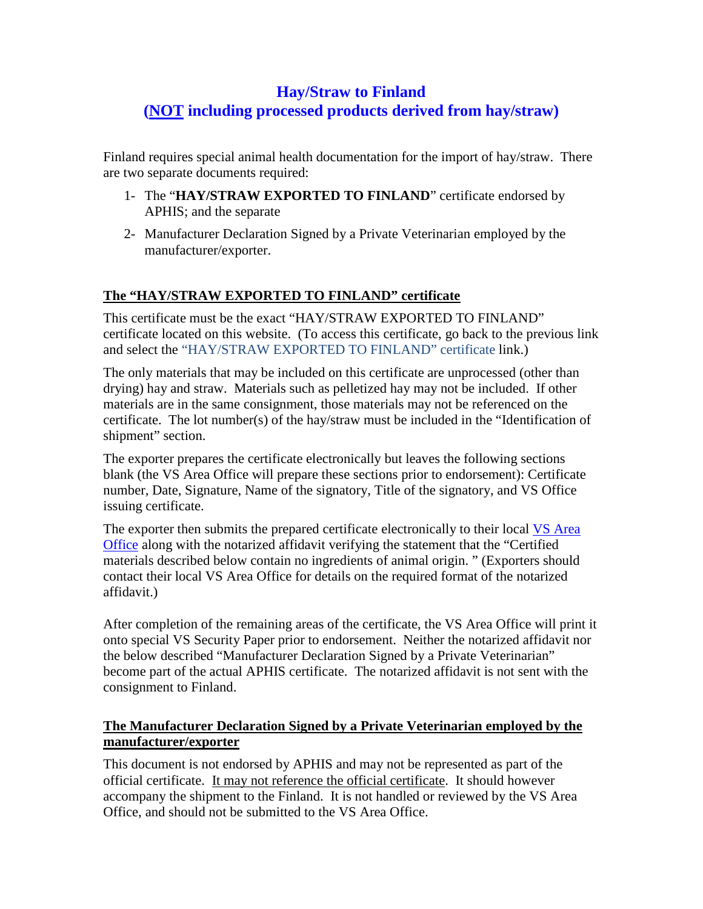# Hay/Straw to Finland
# (NOT including processed products derived from hay/straw)

Finland requires special animal health documentation for the import of hay/straw. There are two separate documents required:

1- The "**HAY/STRAW EXPORTED TO FINLAND**" certificate endorsed by APHIS; and the separate

2- Manufacturer Declaration Signed by a Private Veterinarian employed by the manufacturer/exporter.

## The "HAY/STRAW EXPORTED TO FINLAND" certificate

This certificate must be the exact "HAY/STRAW EXPORTED TO FINLAND" certificate located on this website. (To access this certificate, go back to the previous link and select the "HAY/STRAW EXPORTED TO FINLAND" certificate link.)

The only materials that may be included on this certificate are unprocessed (other than drying) hay and straw. Materials such as pelletized hay may not be included. If other materials are in the same consignment, those materials may not be referenced on the certificate. The lot number(s) of the hay/straw must be included in the "Identification of shipment" section.

The exporter prepares the certificate electronically but leaves the following sections blank (the VS Area Office will prepare these sections prior to endorsement): Certificate number, Date, Signature, Name of the signatory, Title of the signatory, and VS Office issuing certificate.

The exporter then submits the prepared certificate electronically to their local VS Area Office along with the notarized affidavit verifying the statement that the "Certified materials described below contain no ingredients of animal origin. " (Exporters should contact their local VS Area Office for details on the required format of the notarized affidavit.)

After completion of the remaining areas of the certificate, the VS Area Office will print it onto special VS Security Paper prior to endorsement. Neither the notarized affidavit nor the below described "Manufacturer Declaration Signed by a Private Veterinarian" become part of the actual APHIS certificate. The notarized affidavit is not sent with the consignment to Finland.

## The Manufacturer Declaration Signed by a Private Veterinarian employed by the manufacturer/exporter

This document is not endorsed by APHIS and may not be represented as part of the official certificate. It may not reference the official certificate. It should however accompany the shipment to the Finland. It is not handled or reviewed by the VS Area Office, and should not be submitted to the VS Area Office.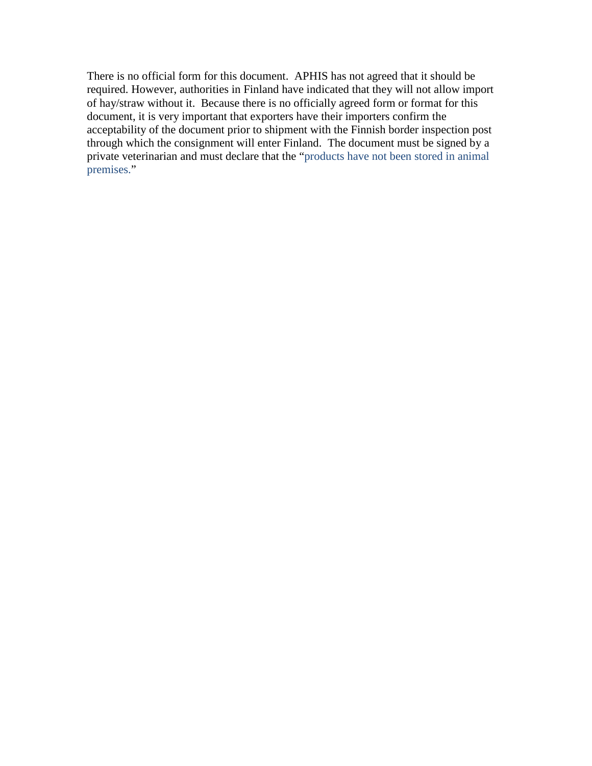There is no official form for this document. APHIS has not agreed that it should be required. However, authorities in Finland have indicated that they will not allow import of hay/straw without it. Because there is no officially agreed form or format for this document, it is very important that exporters have their importers confirm the acceptability of the document prior to shipment with the Finnish border inspection post through which the consignment will enter Finland. The document must be signed by a private veterinarian and must declare that the "products have not been stored in animal premises."